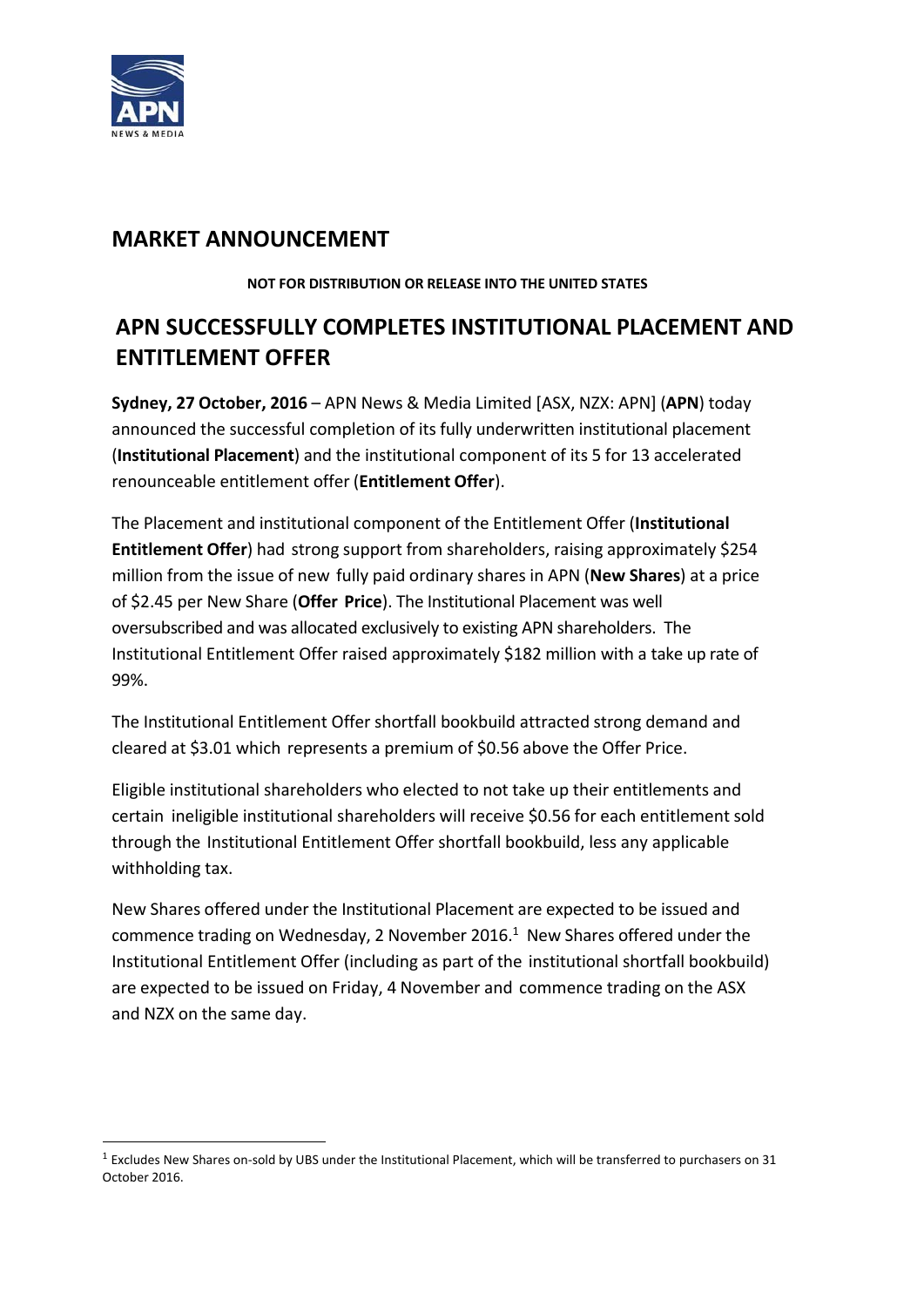# MARKET ANNOUNCEMENT

**NOT FOR DISTRIBUTION OR RELEASE INTO THE UNITED STATES**

## APN SUCCESSFULLY COMPLETES INSTITUTIONAL PLACEMENT AND ENTITLEMENT OFFER

**Sydney, 27 October, 2016** – APN News & Media Limited [ASX, NZX: APN] (**APN**) today announced the successful completion of its fully underwritten institutional placement (**Institutional Placement**) and the institutional component of its 5 for 13 accelerated renounceable entitlement offer (**Entitlement Offer**).

The Placement and institutional component of the Entitlement Offer (**Institutional Entitlement Offer**) had strong support from shareholders, raising approximately $254 million from the issue of new fully paid ordinary shares in APN (**New Shares**) at a price of $2.45 per New Share (**Offer Price**). The Institutional Placement was well oversubscribed and was allocated exclusively to existing APN shareholders. The Institutional Entitlement Offer raised approximately $182 million with a take up rate of 99%.

The Institutional Entitlement Offer shortfall bookbuild attracted strong demand and cleared at $3.01 which represents a premium of $0.56 above the Offer Price.

Eligible institutional shareholders who elected to not take up their entitlements and certain ineligible institutional shareholders will receive $0.56 for each entitlement sold through the Institutional Entitlement Offer shortfall bookbuild, less any applicable withholding tax.

New Shares offered under the Institutional Placement are expected to be issued and commence trading on Wednesday, 2 November 2016.[1] New Shares offered under the Institutional Entitlement Offer (including as part of the institutional shortfall bookbuild) are expected to be issued on Friday, 4 November and commence trading on the ASX and NZX on the same day.

[1] Excludes New Shares on-sold by UBS under the Institutional Placement, which will be transferred to purchasers on 31 October 2016.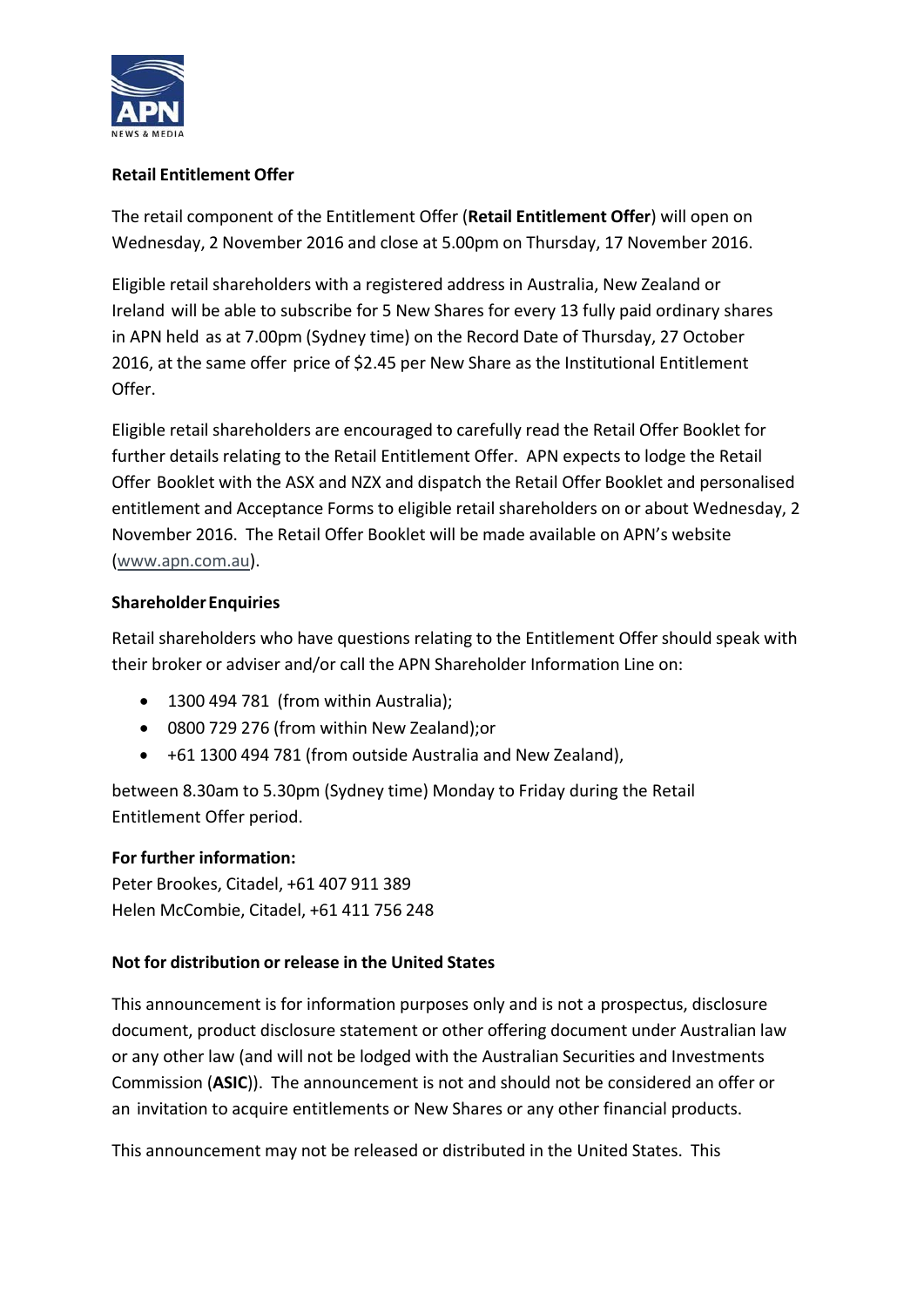**Retail Entitlement Offer**

The retail component of the Entitlement Offer (**Retail Entitlement Offer**) will open on Wednesday, 2 November 2016 and close at 5.00pm on Thursday, 17 November 2016.

Eligible retail shareholders with a registered address in Australia, New Zealand or Ireland will be able to subscribe for 5 New Shares for every 13 fully paid ordinary shares in APN held as at 7.00pm (Sydney time) on the Record Date of Thursday, 27 October 2016, at the same offer price of $2.45 per New Share as the Institutional Entitlement Offer.

Eligible retail shareholders are encouraged to carefully read the Retail Offer Booklet for further details relating to the Retail Entitlement Offer. APN expects to lodge the Retail Offer Booklet with the ASX and NZX and dispatch the Retail Offer Booklet and personalised entitlement and Acceptance Forms to eligible retail shareholders on or about Wednesday, 2 November 2016. The Retail Offer Booklet will be made available on APN's website (www.apn.com.au).

**Shareholder Enquiries**

Retail shareholders who have questions relating to the Entitlement Offer should speak with their broker or adviser and/or call the APN Shareholder Information Line on:

- 1300 494 781 (from within Australia);
- 0800 729 276 (from within New Zealand);or
- +61 1300 494 781 (from outside Australia and New Zealand),

between 8.30am to 5.30pm (Sydney time) Monday to Friday during the Retail Entitlement Offer period.

**For further information:**
Peter Brookes, Citadel, +61 407 911 389
Helen McCombie, Citadel, +61 411 756 248

**Not for distribution or release in the United States**

This announcement is for information purposes only and is not a prospectus, disclosure document, product disclosure statement or other offering document under Australian law or any other law (and will not be lodged with the Australian Securities and Investments Commission (**ASIC**)). The announcement is not and should not be considered an offer or an invitation to acquire entitlements or New Shares or any other financial products.

This announcement may not be released or distributed in the United States. This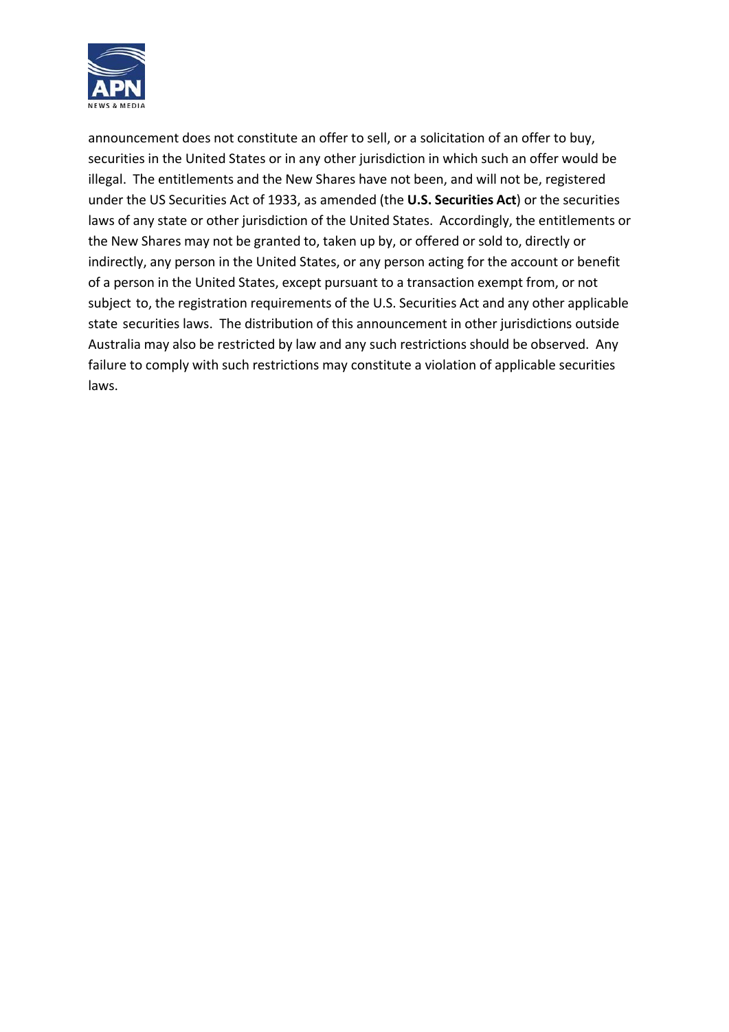announcement does not constitute an offer to sell, or a solicitation of an offer to buy, securities in the United States or in any other jurisdiction in which such an offer would be illegal. The entitlements and the New Shares have not been, and will not be, registered under the US Securities Act of 1933, as amended (the **U.S. Securities Act**) or the securities laws of any state or other jurisdiction of the United States. Accordingly, the entitlements or the New Shares may not be granted to, taken up by, or offered or sold to, directly or indirectly, any person in the United States, or any person acting for the account or benefit of a person in the United States, except pursuant to a transaction exempt from, or not subject to, the registration requirements of the U.S. Securities Act and any other applicable state securities laws. The distribution of this announcement in other jurisdictions outside Australia may also be restricted by law and any such restrictions should be observed. Any failure to comply with such restrictions may constitute a violation of applicable securities laws.